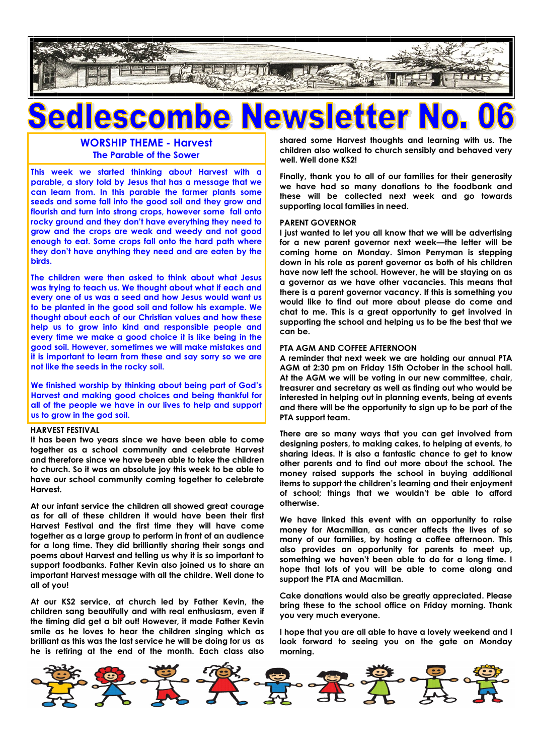# Sedlescombe Newsletter No. 06

## WORSHIP THEME - Harvest
### The Parable of the Sower

This week we started thinking about Harvest with a parable, a story told by Jesus that has a message that we can learn from. In this parable the farmer plants some seeds and some fall into the good soil and they grow and flourish and turn into strong crops, however some fall onto rocky ground and they don't have everything they need to grow and the crops are weak and weedy and not good enough to eat. Some crops fall onto the hard path where they don't have anything they need and are eaten by the birds.

The children were then asked to think about what Jesus was trying to teach us. We thought about what if each and every one of us was a seed and how Jesus would want us to be planted in the good soil and follow his example. We thought about each of our Christian values and how these help us to grow into kind and responsible people and every time we make a good choice it is like being in the good soil. However, sometimes we will make mistakes and it is important to learn from these and say sorry so we are not like the seeds in the rocky soil.

We finished worship by thinking about being part of God's Harvest and making good choices and being thankful for all of the people we have in our lives to help and support us to grow in the god soil.

**HARVEST FESTIVAL**

It has been two years since we have been able to come together as a school community and celebrate Harvest and therefore since we have been able to take the children to church. So it was an absolute joy this week to be able to have our school community coming together to celebrate Harvest.

At our infant service the children all showed great courage as for all of these children it would have been their first Harvest Festival and the first time they will have come together as a large group to perform in front of an audience for a long time. They did brilliantly sharing their songs and poems about Harvest and telling us why it is so important to support foodbanks. Father Kevin also joined us to share an important Harvest message with all the childre. Well done to all of you!

At our KS2 service, at church led by Father Kevin, the children sang beautifully and with real enthusiasm, even if the timing did get a bit out! However, it made Father Kevin smile as he loves to hear the children singing which as brilliant as this was the last service he will be doing for us as he is retiring at the end of the month. Each class also shared some Harvest thoughts and learning with us. The children also walked to church sensibly and behaved very well. Well done KS2!

Finally, thank you to all of our families for their generosity we have had so many donations to the foodbank and these will be collected next week and go towards supporting local families in need.

**PARENT GOVERNOR**

I just wanted to let you all know that we will be advertising for a new parent governor next week—the letter will be coming home on Monday. Simon Perryman is stepping down in his role as parent governor as both of his children have now left the school. However, he will be staying on as a governor as we have other vacancies. This means that there is a parent governor vacancy. If this is something you would like to find out more about please do come and chat to me. This is a great opportunity to get involved in supporting the school and helping us to be the best that we can be.

**PTA AGM AND COFFEE AFTERNOON**

A reminder that next week we are holding our annual PTA AGM at 2:30 pm on Friday 15th October in the school hall. At the AGM we will be voting in our new committee, chair, treasurer and secretary as well as finding out who would be interested in helping out in planning events, being at events and there will be the opportunity to sign up to be part of the PTA support team.

There are so many ways that you can get involved from designing posters, to making cakes, to helping at events, to sharing ideas. It is also a fantastic chance to get to know other parents and to find out more about the school. The money raised supports the school in buying additional items to support the children's learning and their enjoyment of school; things that we wouldn't be able to afford otherwise.

We have linked this event with an opportunity to raise money for Macmillan, as cancer affects the lives of so many of our families, by hosting a coffee afternoon. This also provides an opportunity for parents to meet up, something we haven't been able to do for a long time. I hope that lots of you will be able to come along and support the PTA and Macmillan.

Cake donations would also be greatly appreciated. Please bring these to the school office on Friday morning. Thank you very much everyone.

I hope that you are all able to have a lovely weekend and I look forward to seeing you on the gate on Monday morning.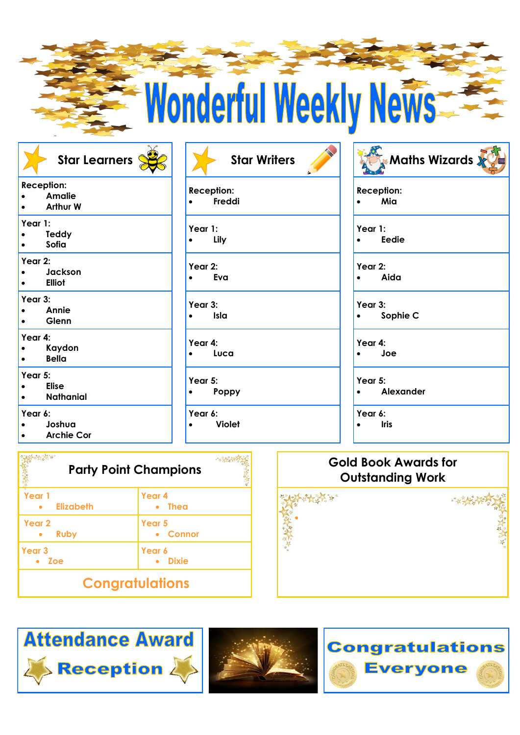# Wonderful Weekly News

## Star Learners

Reception:
- Amalie
- Arthur W

Year 1:
- Teddy
- Sofia

Year 2:
- Jackson
- Elliot

Year 3:
- Annie
- Glenn

Year 4:
- Kaydon
- Bella

Year 5:
- Elise
- Nathanial

Year 6:
- Joshua
- Archie Cor

## Star Writers

Reception:
- Freddi

Year 1:
- Lily

Year 2:
- Eva

Year 3:
- Isla

Year 4:
- Luca

Year 5:
- Poppy

Year 6:
- Violet

## Maths Wizards

Reception:
- Mia

Year 1:
- Eedie

Year 2:
- Aida

Year 3:
- Sophie C

Year 4:
- Joe

Year 5:
- Alexander

Year 6:
- Iris

## Party Point Champions

| | |
|---|---|
| Year 1<br>• Elizabeth | Year 4<br>• Thea |
| Year 2<br>• Ruby | Year 5<br>• Connor |
| Year 3<br>• Zoe | Year 6<br>• Dixie |

Congratulations

## Gold Book Awards for Outstanding Work

## Attendance Award

Reception

## Congratulations Everyone